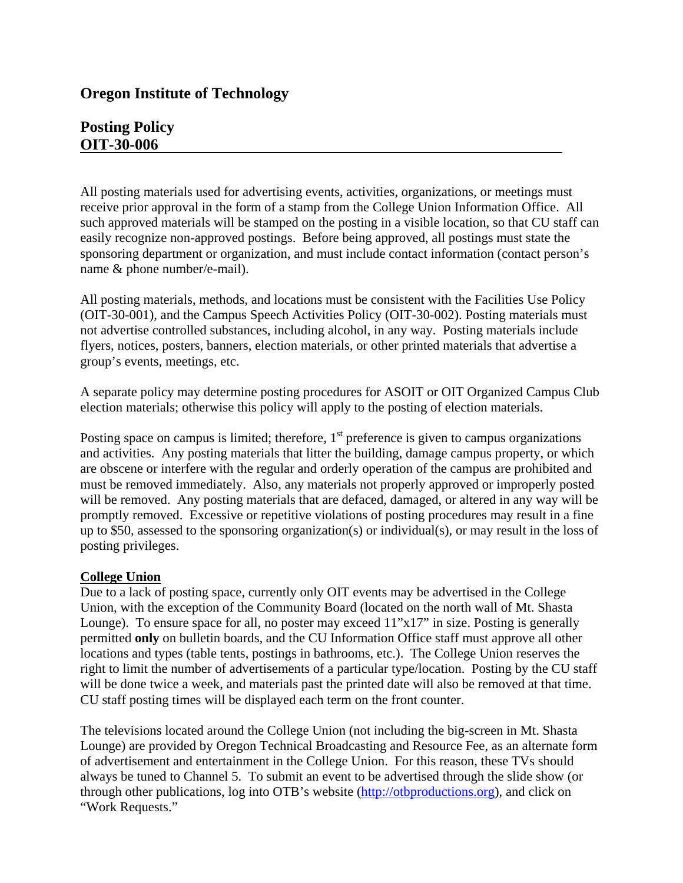## Oregon Institute of Technology

## Posting Policy
## OIT-30-006

All posting materials used for advertising events, activities, organizations, or meetings must receive prior approval in the form of a stamp from the College Union Information Office. All such approved materials will be stamped on the posting in a visible location, so that CU staff can easily recognize non-approved postings. Before being approved, all postings must state the sponsoring department or organization, and must include contact information (contact person's name & phone number/e-mail).

All posting materials, methods, and locations must be consistent with the Facilities Use Policy (OIT-30-001), and the Campus Speech Activities Policy (OIT-30-002). Posting materials must not advertise controlled substances, including alcohol, in any way. Posting materials include flyers, notices, posters, banners, election materials, or other printed materials that advertise a group's events, meetings, etc.

A separate policy may determine posting procedures for ASOIT or OIT Organized Campus Club election materials; otherwise this policy will apply to the posting of election materials.

Posting space on campus is limited; therefore, 1st preference is given to campus organizations and activities. Any posting materials that litter the building, damage campus property, or which are obscene or interfere with the regular and orderly operation of the campus are prohibited and must be removed immediately. Also, any materials not properly approved or improperly posted will be removed. Any posting materials that are defaced, damaged, or altered in any way will be promptly removed. Excessive or repetitive violations of posting procedures may result in a fine up to $50, assessed to the sponsoring organization(s) or individual(s), or may result in the loss of posting privileges.

**College Union**

Due to a lack of posting space, currently only OIT events may be advertised in the College Union, with the exception of the Community Board (located on the north wall of Mt. Shasta Lounge). To ensure space for all, no poster may exceed 11"x17" in size. Posting is generally permitted **only** on bulletin boards, and the CU Information Office staff must approve all other locations and types (table tents, postings in bathrooms, etc.). The College Union reserves the right to limit the number of advertisements of a particular type/location. Posting by the CU staff will be done twice a week, and materials past the printed date will also be removed at that time. CU staff posting times will be displayed each term on the front counter.

The televisions located around the College Union (not including the big-screen in Mt. Shasta Lounge) are provided by Oregon Technical Broadcasting and Resource Fee, as an alternate form of advertisement and entertainment in the College Union. For this reason, these TVs should always be tuned to Channel 5. To submit an event to be advertised through the slide show (or through other publications, log into OTB's website (http://otbproductions.org), and click on "Work Requests."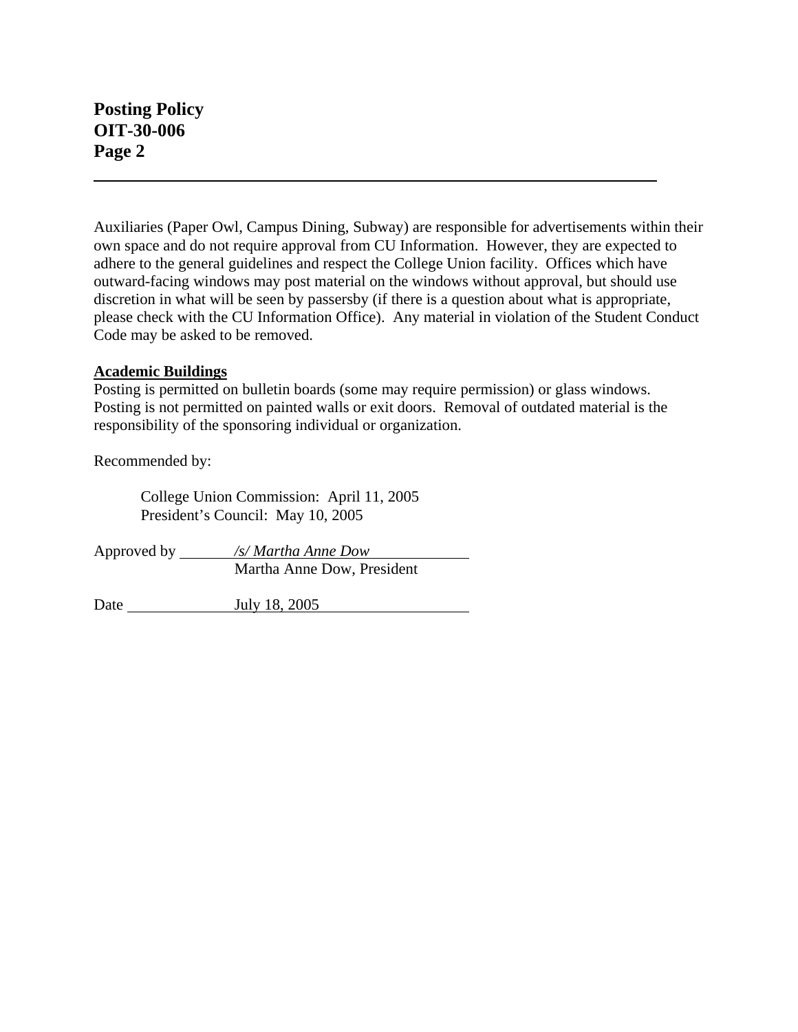Auxiliaries (Paper Owl, Campus Dining, Subway) are responsible for advertisements within their own space and do not require approval from CU Information. However, they are expected to adhere to the general guidelines and respect the College Union facility. Offices which have outward-facing windows may post material on the windows without approval, but should use discretion in what will be seen by passersby (if there is a question about what is appropriate, please check with the CU Information Office). Any material in violation of the Student Conduct Code may be asked to be removed.

**Academic Buildings**

Posting is permitted on bulletin boards (some may require permission) or glass windows. Posting is not permitted on painted walls or exit doors. Removal of outdated material is the responsibility of the sponsoring individual or organization.

Recommended by:

College Union Commission: April 11, 2005
President's Council: May 10, 2005

Approved by *_/s/ Martha Anne Dow_*
Martha Anne Dow, President

Date July 18, 2005